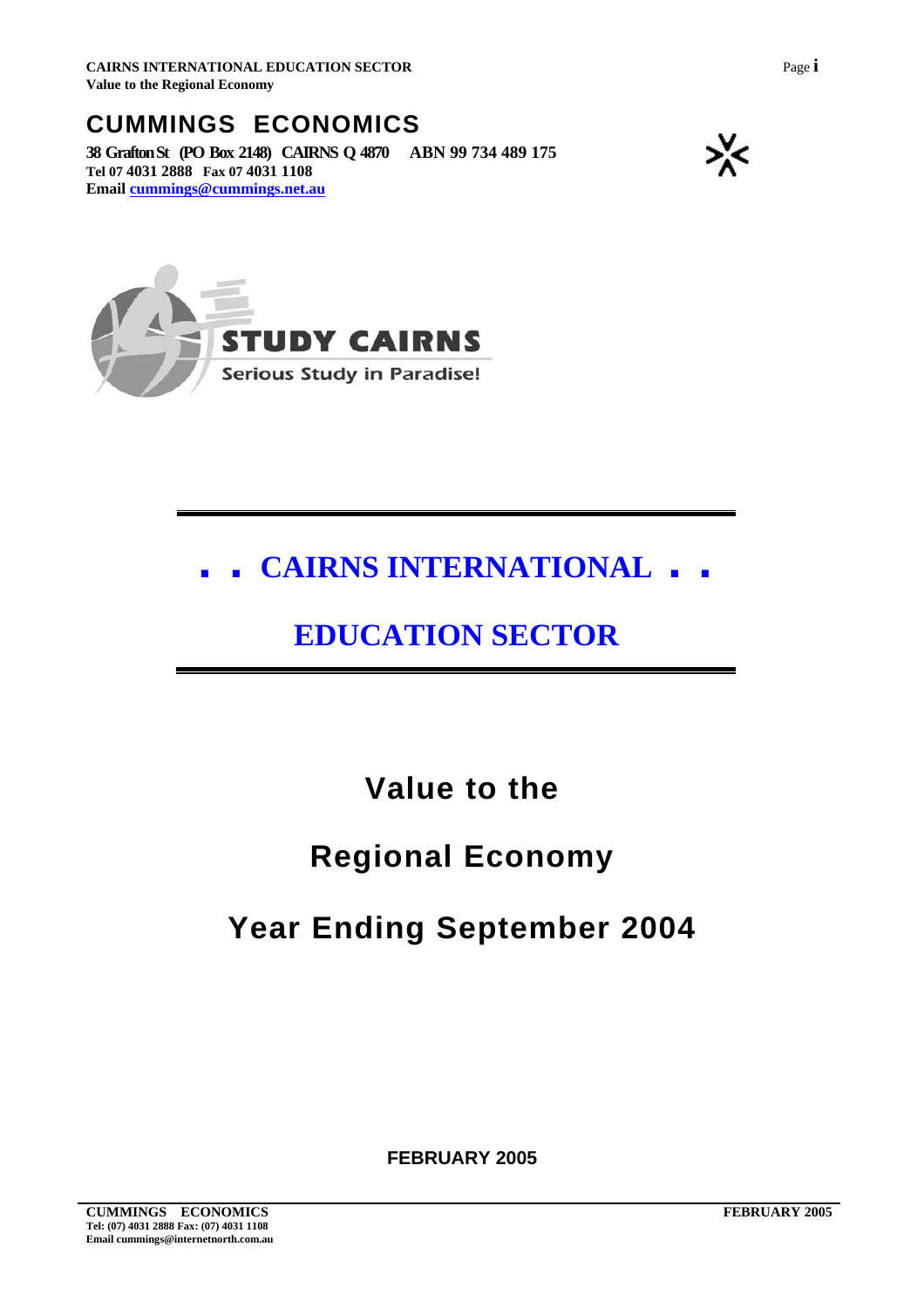# CUMMINGS ECONOMICS

**38 Grafton St (PO Box 2148) CAIRNS Q 4870 ABN 99 734 489 175**
**Tel 07 4031 2888 Fax 07 4031 1108**
**Email cummings@cummings.net.au**

**STUDY CAIRNS**
Serious Study in Paradise!

# . . CAIRNS INTERNATIONAL . .

# EDUCATION SECTOR

## Value to the

## Regional Economy

## Year Ending September 2004

**FEBRUARY 2005**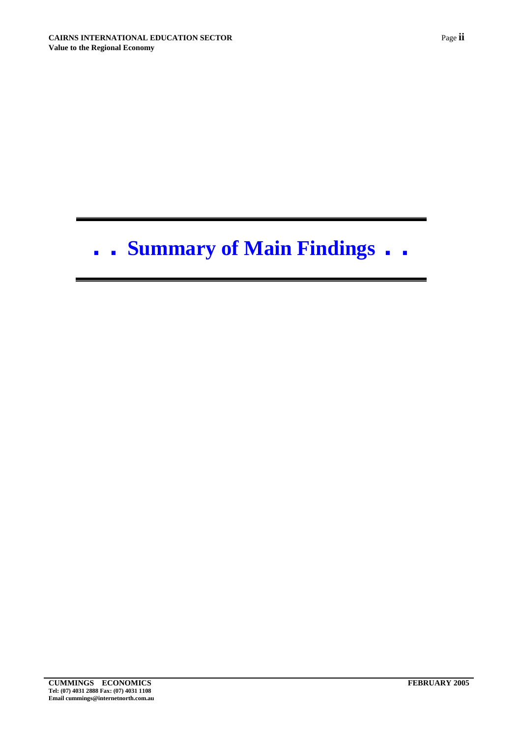# . . Summary of Main Findings . .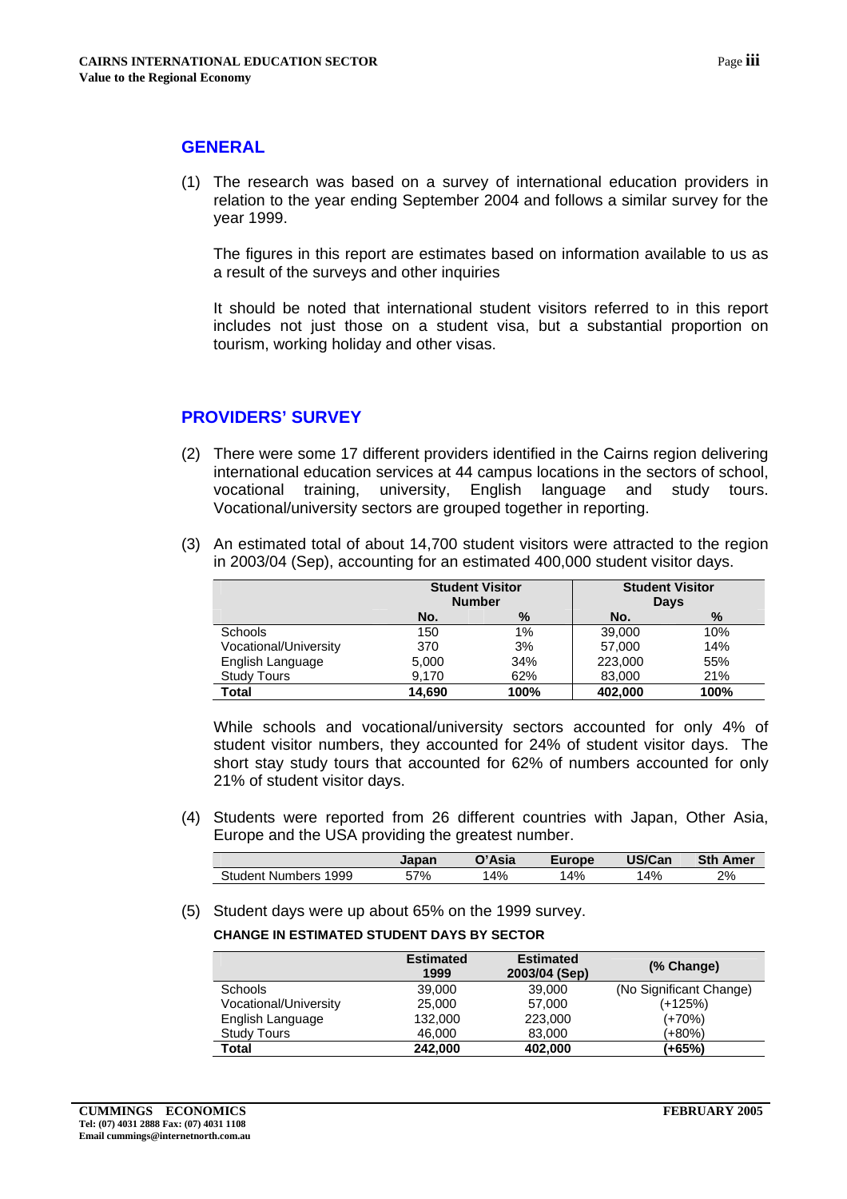## GENERAL

(1) The research was based on a survey of international education providers in relation to the year ending September 2004 and follows a similar survey for the year 1999.

The figures in this report are estimates based on information available to us as a result of the surveys and other inquiries

It should be noted that international student visitors referred to in this report includes not just those on a student visa, but a substantial proportion on tourism, working holiday and other visas.

## PROVIDERS' SURVEY

(2) There were some 17 different providers identified in the Cairns region delivering international education services at 44 campus locations in the sectors of school, vocational training, university, English language and study tours. Vocational/university sectors are grouped together in reporting.

(3) An estimated total of about 14,700 student visitors were attracted to the region in 2003/04 (Sep), accounting for an estimated 400,000 student visitor days.

| | Student Visitor Number | | Student Visitor Days | |
|---|---|---|---|---|
| | No. | % | No. | % |
| Schools | 150 | 1% | 39,000 | 10% |
| Vocational/University | 370 | 3% | 57,000 | 14% |
| English Language | 5,000 | 34% | 223,000 | 55% |
| Study Tours | 9,170 | 62% | 83,000 | 21% |
| **Total** | **14,690** | **100%** | **402,000** | **100%** |

While schools and vocational/university sectors accounted for only 4% of student visitor numbers, they accounted for 24% of student visitor days. The short stay study tours that accounted for 62% of numbers accounted for only 21% of student visitor days.

(4) Students were reported from 26 different countries with Japan, Other Asia, Europe and the USA providing the greatest number.

| | Japan | O'Asia | Europe | US/Can | Sth Amer |
|---|---|---|---|---|---|
| Student Numbers 1999 | 57% | 14% | 14% | 14% | 2% |

(5) Student days were up about 65% on the 1999 survey.

**CHANGE IN ESTIMATED STUDENT DAYS BY SECTOR**

| | Estimated 1999 | Estimated 2003/04 (Sep) | (% Change) |
|---|---|---|---|
| Schools | 39,000 | 39,000 | (No Significant Change) |
| Vocational/University | 25,000 | 57,000 | (+125%) |
| English Language | 132,000 | 223,000 | (+70%) |
| Study Tours | 46,000 | 83,000 | (+80%) |
| **Total** | **242,000** | **402,000** | **(+65%)** |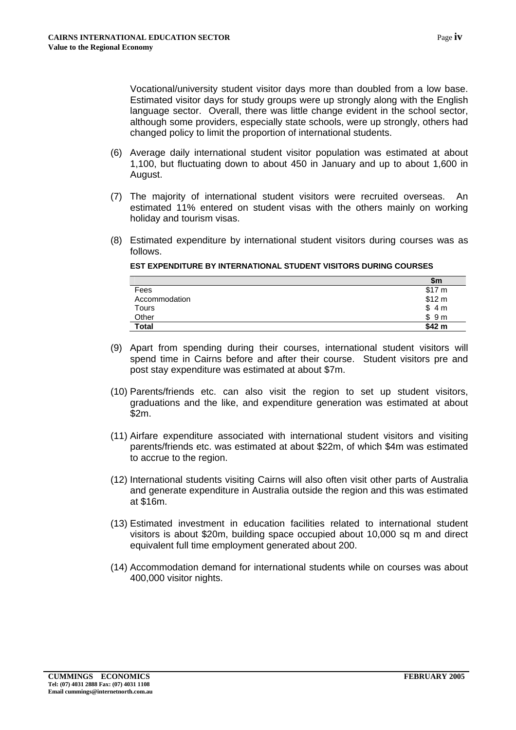Vocational/university student visitor days more than doubled from a low base. Estimated visitor days for study groups were up strongly along with the English language sector. Overall, there was little change evident in the school sector, although some providers, especially state schools, were up strongly, others had changed policy to limit the proportion of international students.

(6) Average daily international student visitor population was estimated at about 1,100, but fluctuating down to about 450 in January and up to about 1,600 in August.

(7) The majority of international student visitors were recruited overseas. An estimated 11% entered on student visas with the others mainly on working holiday and tourism visas.

(8) Estimated expenditure by international student visitors during courses was as follows.

**EST EXPENDITURE BY INTERNATIONAL STUDENT VISITORS DURING COURSES**

| | **$m** |
|---|---|
| Fees | $17 m |
| Accommodation | $12 m |
| Tours | $ 4 m |
| Other | $ 9 m |
| **Total** | **$42 m** |

(9) Apart from spending during their courses, international student visitors will spend time in Cairns before and after their course. Student visitors pre and post stay expenditure was estimated at about $7m.

(10) Parents/friends etc. can also visit the region to set up student visitors, graduations and the like, and expenditure generation was estimated at about $2m.

(11) Airfare expenditure associated with international student visitors and visiting parents/friends etc. was estimated at about $22m, of which $4m was estimated to accrue to the region.

(12) International students visiting Cairns will also often visit other parts of Australia and generate expenditure in Australia outside the region and this was estimated at $16m.

(13) Estimated investment in education facilities related to international student visitors is about $20m, building space occupied about 10,000 sq m and direct equivalent full time employment generated about 200.

(14) Accommodation demand for international students while on courses was about 400,000 visitor nights.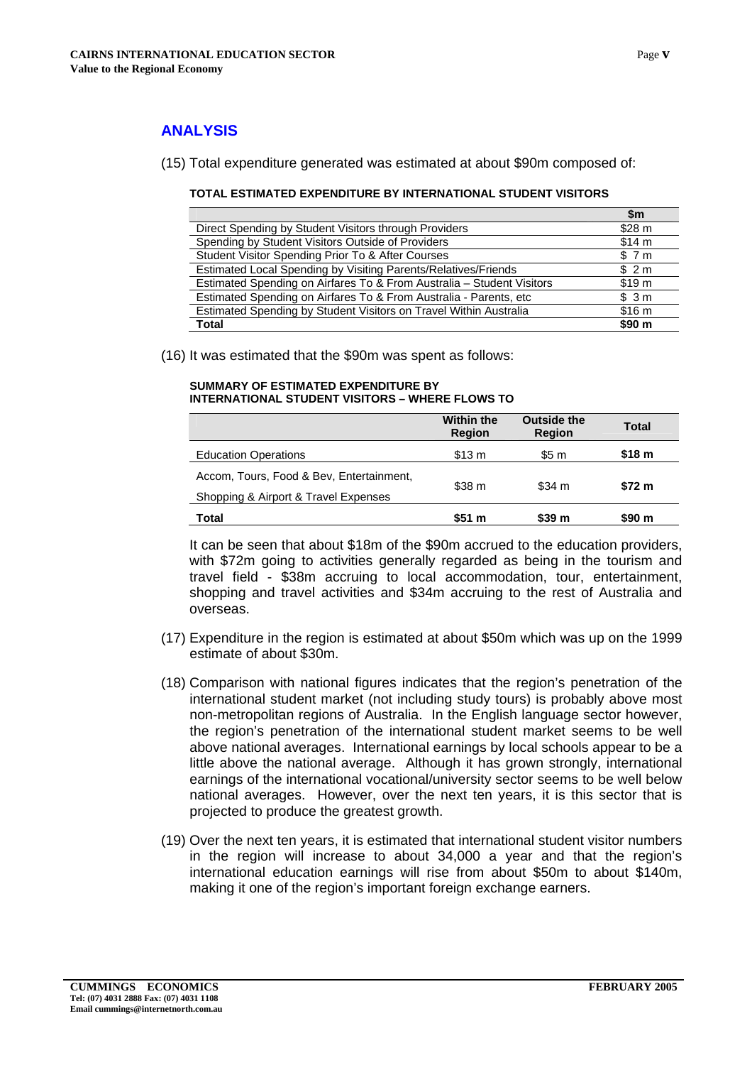## ANALYSIS

(15) Total expenditure generated was estimated at about $90m composed of:

**TOTAL ESTIMATED EXPENDITURE BY INTERNATIONAL STUDENT VISITORS**

| | $m |
|---|---|
| Direct Spending by Student Visitors through Providers | $28 m |
| Spending by Student Visitors Outside of Providers | $14 m |
| Student Visitor Spending Prior To & After Courses | $ 7 m |
| Estimated Local Spending by Visiting Parents/Relatives/Friends | $ 2 m |
| Estimated Spending on Airfares To & From Australia – Student Visitors | $19 m |
| Estimated Spending on Airfares To & From Australia - Parents, etc | $ 3 m |
| Estimated Spending by Student Visitors on Travel Within Australia | $16 m |
| **Total** | **$90 m** |

(16) It was estimated that the $90m was spent as follows:

**SUMMARY OF ESTIMATED EXPENDITURE BY INTERNATIONAL STUDENT VISITORS – WHERE FLOWS TO**

| | Within the Region | Outside the Region | Total |
|---|---|---|---|
| Education Operations | $13 m | $5 m | **$18 m** |
| Accom, Tours, Food & Bev, Entertainment, Shopping & Airport & Travel Expenses | $38 m | $34 m | **$72 m** |
| **Total** | **$51 m** | **$39 m** | **$90 m** |

It can be seen that about $18m of the $90m accrued to the education providers, with $72m going to activities generally regarded as being in the tourism and travel field - $38m accruing to local accommodation, tour, entertainment, shopping and travel activities and $34m accruing to the rest of Australia and overseas.

(17) Expenditure in the region is estimated at about $50m which was up on the 1999 estimate of about $30m.

(18) Comparison with national figures indicates that the region's penetration of the international student market (not including study tours) is probably above most non-metropolitan regions of Australia. In the English language sector however, the region's penetration of the international student market seems to be well above national averages. International earnings by local schools appear to be a little above the national average. Although it has grown strongly, international earnings of the international vocational/university sector seems to be well below national averages. However, over the next ten years, it is this sector that is projected to produce the greatest growth.

(19) Over the next ten years, it is estimated that international student visitor numbers in the region will increase to about 34,000 a year and that the region's international education earnings will rise from about $50m to about $140m, making it one of the region's important foreign exchange earners.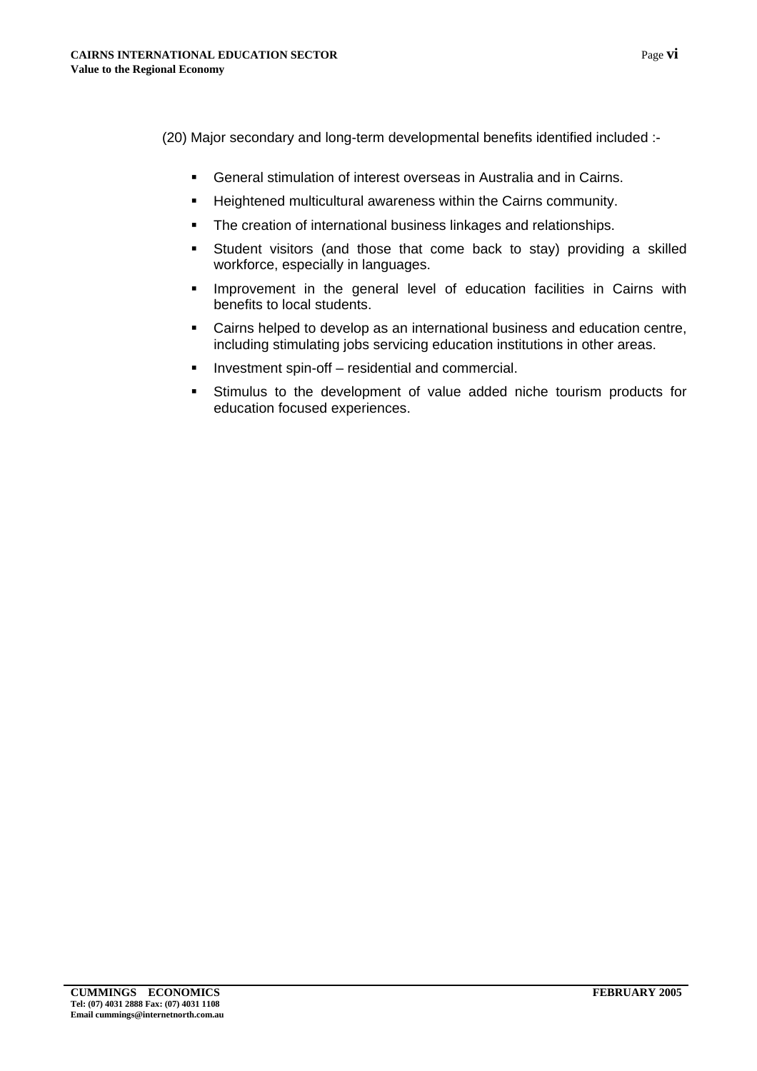(20) Major secondary and long-term developmental benefits identified included :-

- General stimulation of interest overseas in Australia and in Cairns.
- Heightened multicultural awareness within the Cairns community.
- The creation of international business linkages and relationships.
- Student visitors (and those that come back to stay) providing a skilled workforce, especially in languages.
- Improvement in the general level of education facilities in Cairns with benefits to local students.
- Cairns helped to develop as an international business and education centre, including stimulating jobs servicing education institutions in other areas.
- Investment spin-off – residential and commercial.
- Stimulus to the development of value added niche tourism products for education focused experiences.